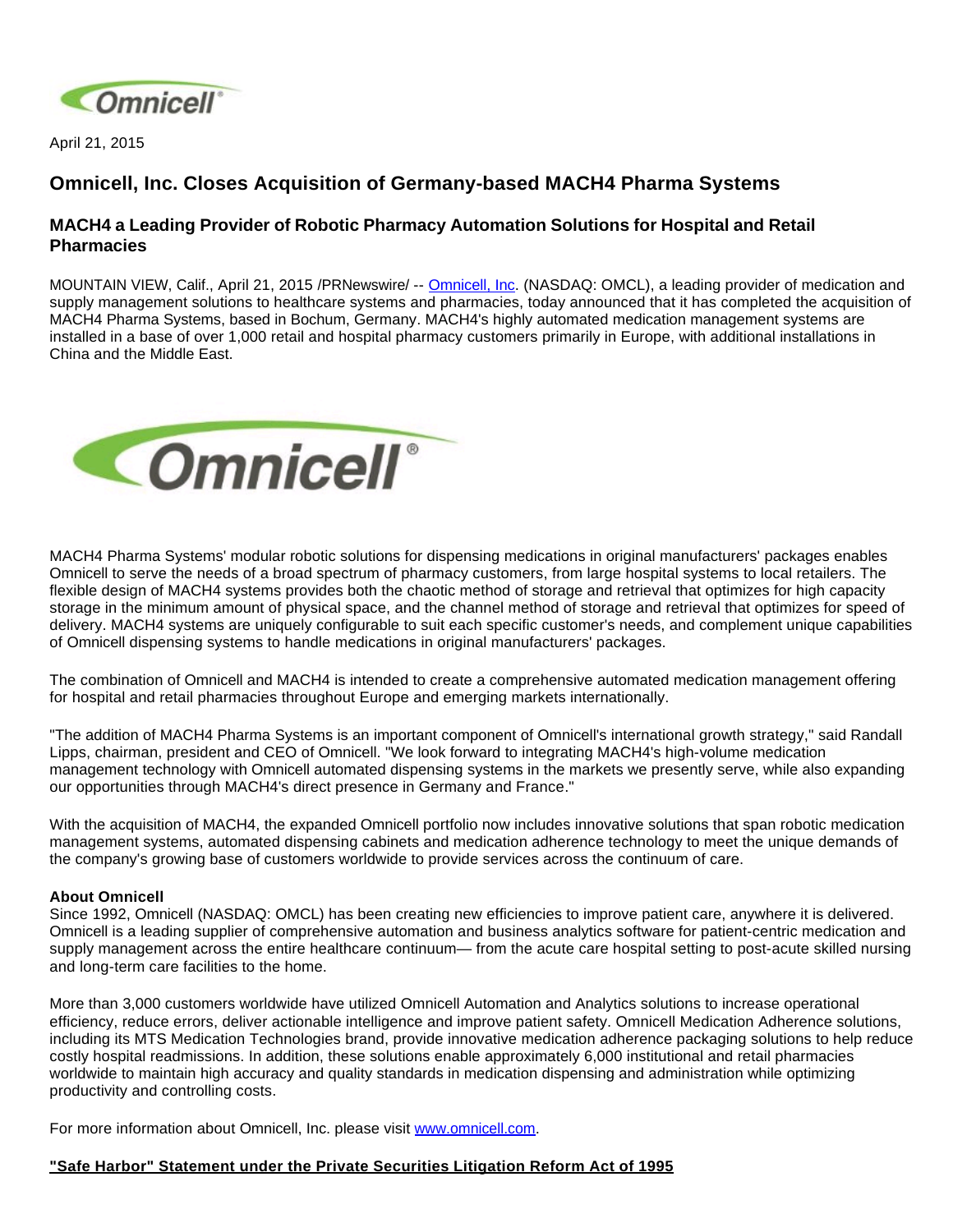April 21, 2015

# Omnicell, Inc. Closes Acquisition of Germany-based MACH4 Pharma Systems

## MACH4 a Leading Provider of Robotic Pharmacy Automation Solutions for Hospital and Retail Pharmacies

MOUNTAIN VIEW, Calif., April 21, 2015 /PRNewswire/ -- Omnicell, Inc. (NASDAQ: OMCL), a leading provider of medication and supply management solutions to healthcare systems and pharmacies, today announced that it has completed the acquisition of MACH4 Pharma Systems, based in Bochum, Germany. MACH4's highly automated medication management systems are installed in a base of over 1,000 retail and hospital pharmacy customers primarily in Europe, with additional installations in China and the Middle East.

MACH4 Pharma Systems' modular robotic solutions for dispensing medications in original manufacturers' packages enables Omnicell to serve the needs of a broad spectrum of pharmacy customers, from large hospital systems to local retailers. The flexible design of MACH4 systems provides both the chaotic method of storage and retrieval that optimizes for high capacity storage in the minimum amount of physical space, and the channel method of storage and retrieval that optimizes for speed of delivery. MACH4 systems are uniquely configurable to suit each specific customer's needs, and complement unique capabilities of Omnicell dispensing systems to handle medications in original manufacturers' packages.

The combination of Omnicell and MACH4 is intended to create a comprehensive automated medication management offering for hospital and retail pharmacies throughout Europe and emerging markets internationally.

"The addition of MACH4 Pharma Systems is an important component of Omnicell's international growth strategy," said Randall Lipps, chairman, president and CEO of Omnicell. "We look forward to integrating MACH4's high-volume medication management technology with Omnicell automated dispensing systems in the markets we presently serve, while also expanding our opportunities through MACH4's direct presence in Germany and France."

With the acquisition of MACH4, the expanded Omnicell portfolio now includes innovative solutions that span robotic medication management systems, automated dispensing cabinets and medication adherence technology to meet the unique demands of the company's growing base of customers worldwide to provide services across the continuum of care.

**About Omnicell**

Since 1992, Omnicell (NASDAQ: OMCL) has been creating new efficiencies to improve patient care, anywhere it is delivered. Omnicell is a leading supplier of comprehensive automation and business analytics software for patient-centric medication and supply management across the entire healthcare continuum— from the acute care hospital setting to post-acute skilled nursing and long-term care facilities to the home.

More than 3,000 customers worldwide have utilized Omnicell Automation and Analytics solutions to increase operational efficiency, reduce errors, deliver actionable intelligence and improve patient safety. Omnicell Medication Adherence solutions, including its MTS Medication Technologies brand, provide innovative medication adherence packaging solutions to help reduce costly hospital readmissions. In addition, these solutions enable approximately 6,000 institutional and retail pharmacies worldwide to maintain high accuracy and quality standards in medication dispensing and administration while optimizing productivity and controlling costs.

For more information about Omnicell, Inc. please visit www.omnicell.com.

**"Safe Harbor" Statement under the Private Securities Litigation Reform Act of 1995**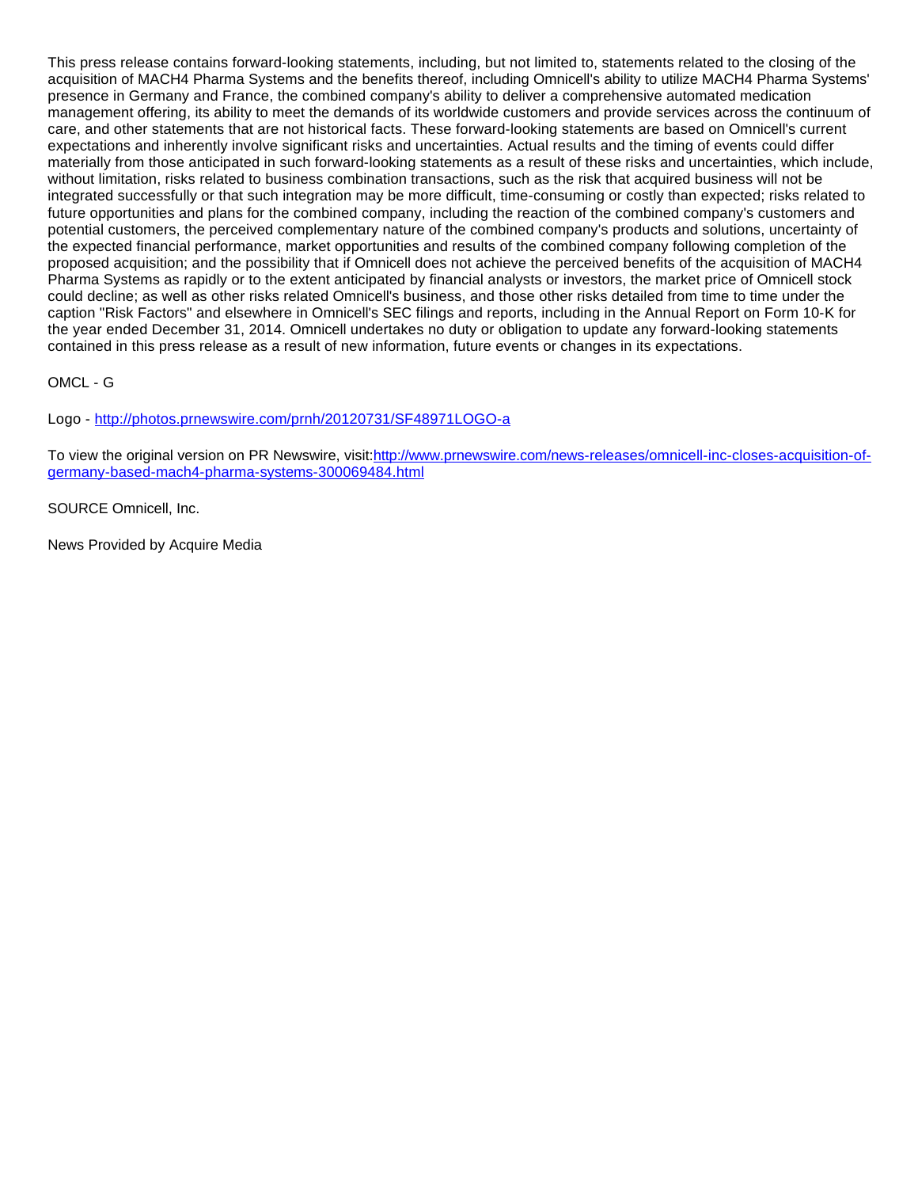This press release contains forward-looking statements, including, but not limited to, statements related to the closing of the acquisition of MACH4 Pharma Systems and the benefits thereof, including Omnicell's ability to utilize MACH4 Pharma Systems' presence in Germany and France, the combined company's ability to deliver a comprehensive automated medication management offering, its ability to meet the demands of its worldwide customers and provide services across the continuum of care, and other statements that are not historical facts. These forward-looking statements are based on Omnicell's current expectations and inherently involve significant risks and uncertainties. Actual results and the timing of events could differ materially from those anticipated in such forward-looking statements as a result of these risks and uncertainties, which include, without limitation, risks related to business combination transactions, such as the risk that acquired business will not be integrated successfully or that such integration may be more difficult, time-consuming or costly than expected; risks related to future opportunities and plans for the combined company, including the reaction of the combined company's customers and potential customers, the perceived complementary nature of the combined company's products and solutions, uncertainty of the expected financial performance, market opportunities and results of the combined company following completion of the proposed acquisition; and the possibility that if Omnicell does not achieve the perceived benefits of the acquisition of MACH4 Pharma Systems as rapidly or to the extent anticipated by financial analysts or investors, the market price of Omnicell stock could decline; as well as other risks related Omnicell's business, and those other risks detailed from time to time under the caption "Risk Factors" and elsewhere in Omnicell's SEC filings and reports, including in the Annual Report on Form 10-K for the year ended December 31, 2014. Omnicell undertakes no duty or obligation to update any forward-looking statements contained in this press release as a result of new information, future events or changes in its expectations.

OMCL - G

Logo - [http://photos.prnewswire.com/prnh/20120731/SF48971LOGO-a](http://photos.prnewswire.com/prnh/20120731/SF48971LOGO-a)

To view the original version on PR Newswire, visit:[http://www.prnewswire.com/news-releases/omnicell-inc-closes-acquisition-of-germany-based-mach4-pharma-systems-300069484.html](http://www.prnewswire.com/news-releases/omnicell-inc-closes-acquisition-of-germany-based-mach4-pharma-systems-300069484.html)

SOURCE Omnicell, Inc.

News Provided by Acquire Media